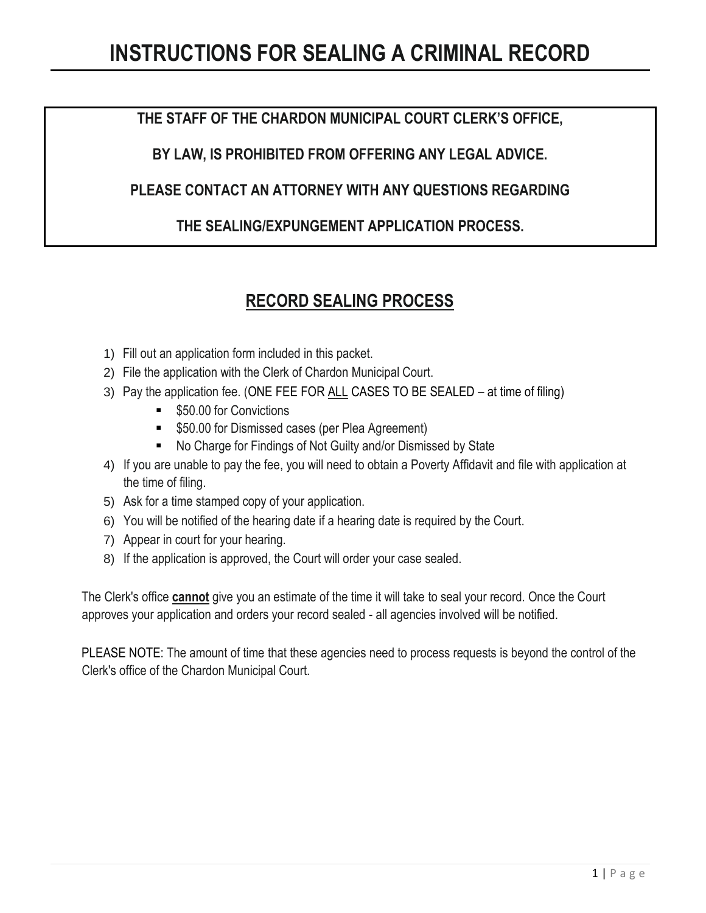# INSTRUCTIONS FOR SEALING A CRIMINAL RECORD

**THE STAFF OF THE CHARDON MUNICIPAL COURT CLERK'S OFFICE,**

**BY LAW, IS PROHIBITED FROM OFFERING ANY LEGAL ADVICE.**

**PLEASE CONTACT AN ATTORNEY WITH ANY QUESTIONS REGARDING**

**THE SEALING/EXPUNGEMENT APPLICATION PROCESS.**

## RECORD SEALING PROCESS

1) Fill out an application form included in this packet.
2) File the application with the Clerk of Chardon Municipal Court.
3) Pay the application fee. (ONE FEE FOR ALL CASES TO BE SEALED – at time of filing)
   - $50.00 for Convictions
   - $50.00 for Dismissed cases (per Plea Agreement)
   - No Charge for Findings of Not Guilty and/or Dismissed by State
4) If you are unable to pay the fee, you will need to obtain a Poverty Affidavit and file with application at the time of filing.
5) Ask for a time stamped copy of your application.
6) You will be notified of the hearing date if a hearing date is required by the Court.
7) Appear in court for your hearing.
8) If the application is approved, the Court will order your case sealed.

The Clerk's office **cannot** give you an estimate of the time it will take to seal your record. Once the Court approves your application and orders your record sealed - all agencies involved will be notified.

PLEASE NOTE: The amount of time that these agencies need to process requests is beyond the control of the Clerk's office of the Chardon Municipal Court.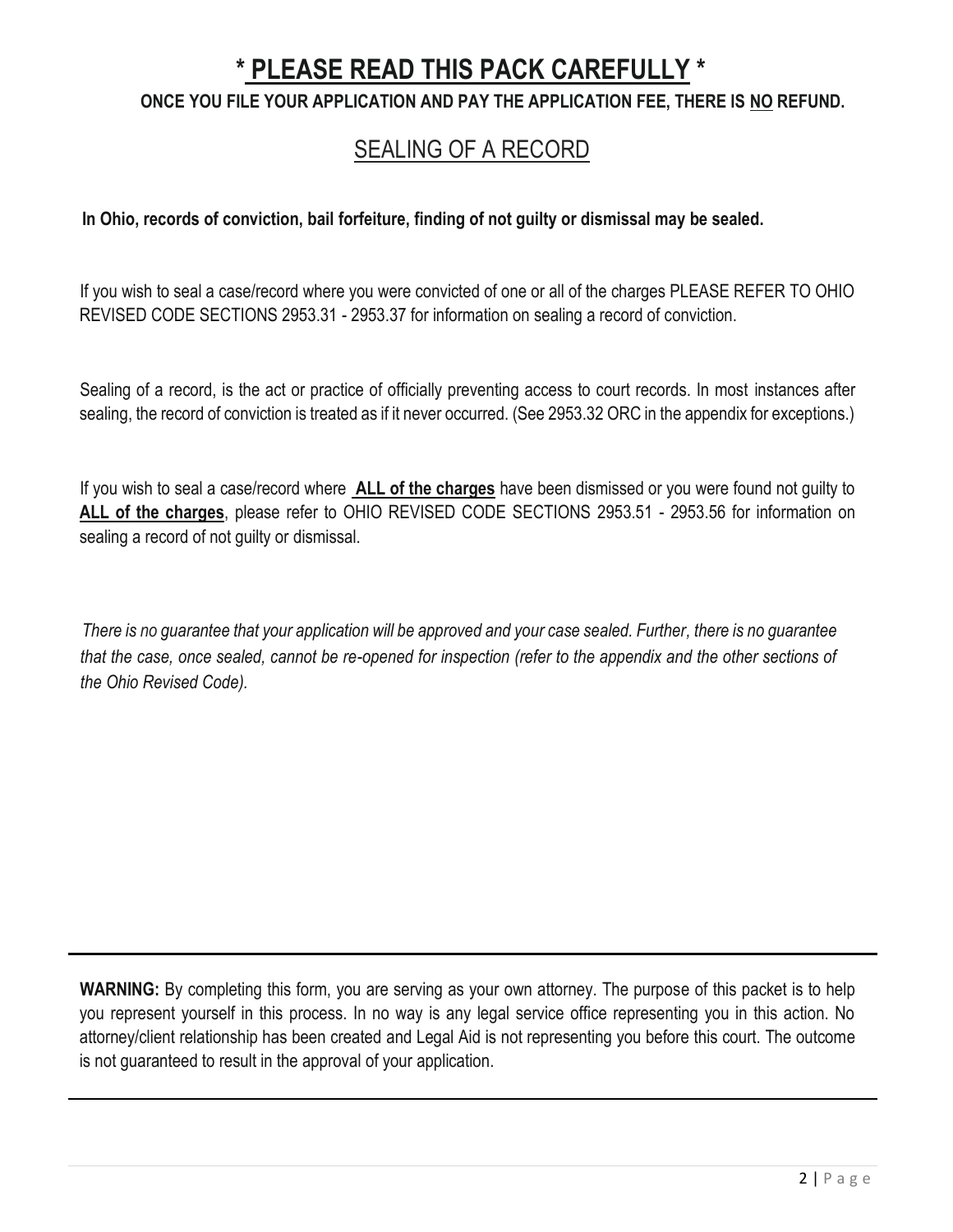# * PLEASE READ THIS PACK CAREFULLY *

**ONCE YOU FILE YOUR APPLICATION AND PAY THE APPLICATION FEE, THERE IS NO REFUND.**

## SEALING OF A RECORD

**In Ohio, records of conviction, bail forfeiture, finding of not guilty or dismissal may be sealed.**

If you wish to seal a case/record where you were convicted of one or all of the charges PLEASE REFER TO OHIO REVISED CODE SECTIONS 2953.31 - 2953.37 for information on sealing a record of conviction.

Sealing of a record, is the act or practice of officially preventing access to court records. In most instances after sealing, the record of conviction is treated as if it never occurred. (See 2953.32 ORC in the appendix for exceptions.)

If you wish to seal a case/record where **ALL of the charges** have been dismissed or you were found not guilty to **ALL of the charges**, please refer to OHIO REVISED CODE SECTIONS 2953.51 - 2953.56 for information on sealing a record of not guilty or dismissal.

*There is no guarantee that your application will be approved and your case sealed. Further, there is no guarantee that the case, once sealed, cannot be re-opened for inspection (refer to the appendix and the other sections of the Ohio Revised Code).*

---

**WARNING:** By completing this form, you are serving as your own attorney. The purpose of this packet is to help you represent yourself in this process. In no way is any legal service office representing you in this action. No attorney/client relationship has been created and Legal Aid is not representing you before this court. The outcome is not guaranteed to result in the approval of your application.

---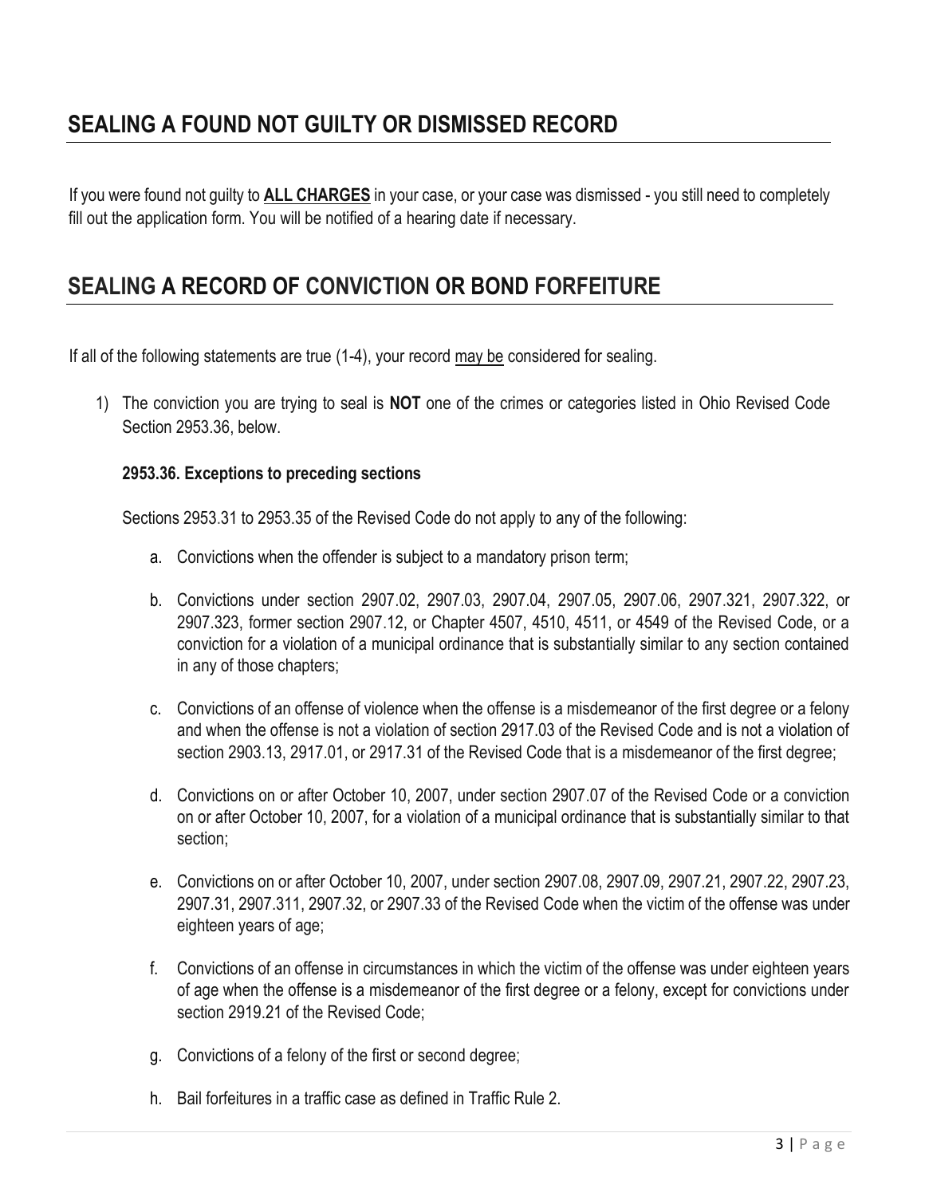## SEALING A FOUND NOT GUILTY OR DISMISSED RECORD

If you were found not guilty to **ALL CHARGES** in your case, or your case was dismissed - you still need to completely fill out the application form. You will be notified of a hearing date if necessary.

## SEALING A RECORD OF CONVICTION OR BOND FORFEITURE

If all of the following statements are true (1-4), your record may be considered for sealing.

1) The conviction you are trying to seal is **NOT** one of the crimes or categories listed in Ohio Revised Code Section 2953.36, below.

   **2953.36. Exceptions to preceding sections**

   Sections 2953.31 to 2953.35 of the Revised Code do not apply to any of the following:

   a. Convictions when the offender is subject to a mandatory prison term;

   b. Convictions under section 2907.02, 2907.03, 2907.04, 2907.05, 2907.06, 2907.321, 2907.322, or 2907.323, former section 2907.12, or Chapter 4507, 4510, 4511, or 4549 of the Revised Code, or a conviction for a violation of a municipal ordinance that is substantially similar to any section contained in any of those chapters;

   c. Convictions of an offense of violence when the offense is a misdemeanor of the first degree or a felony and when the offense is not a violation of section 2917.03 of the Revised Code and is not a violation of section 2903.13, 2917.01, or 2917.31 of the Revised Code that is a misdemeanor of the first degree;

   d. Convictions on or after October 10, 2007, under section 2907.07 of the Revised Code or a conviction on or after October 10, 2007, for a violation of a municipal ordinance that is substantially similar to that section;

   e. Convictions on or after October 10, 2007, under section 2907.08, 2907.09, 2907.21, 2907.22, 2907.23, 2907.31, 2907.311, 2907.32, or 2907.33 of the Revised Code when the victim of the offense was under eighteen years of age;

   f. Convictions of an offense in circumstances in which the victim of the offense was under eighteen years of age when the offense is a misdemeanor of the first degree or a felony, except for convictions under section 2919.21 of the Revised Code;

   g. Convictions of a felony of the first or second degree;

   h. Bail forfeitures in a traffic case as defined in Traffic Rule 2.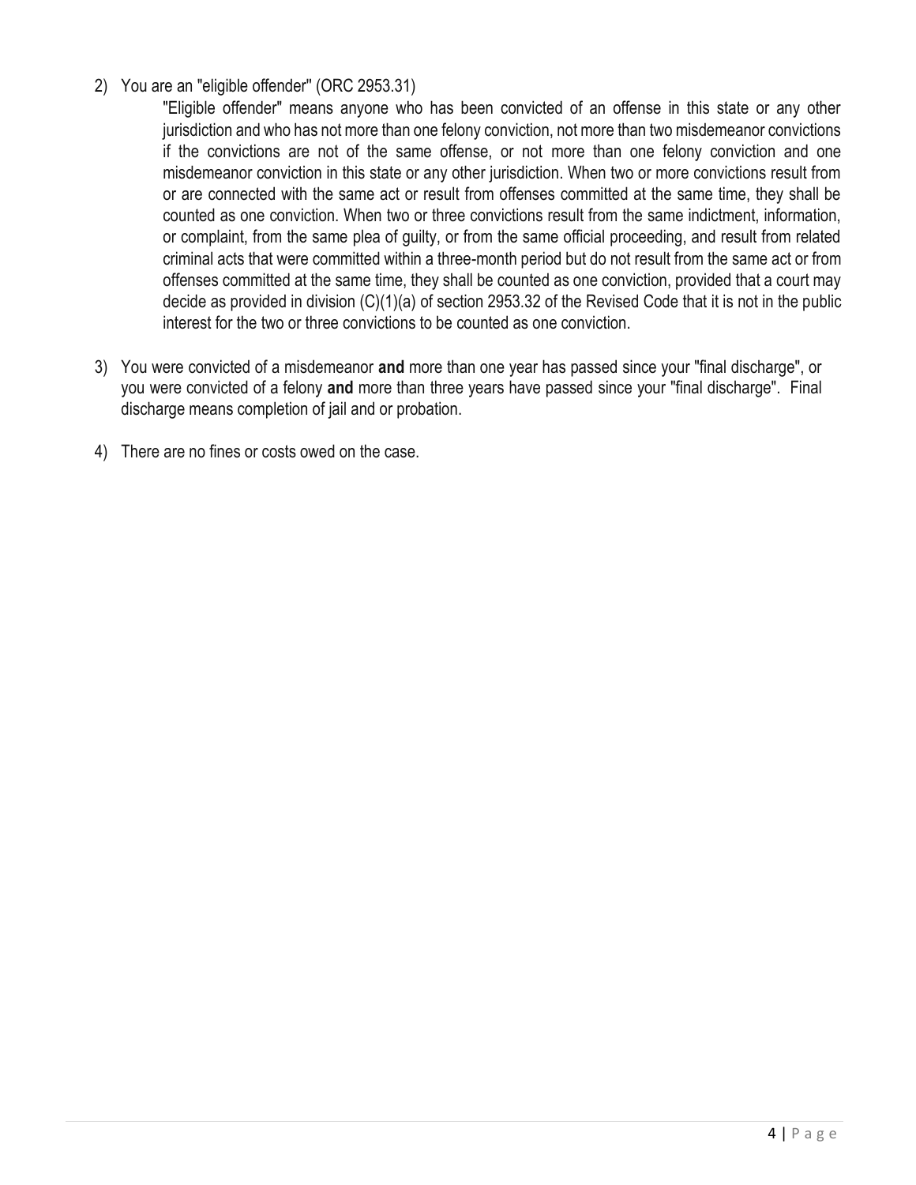2) You are an "eligible offender" (ORC 2953.31)

   "Eligible offender" means anyone who has been convicted of an offense in this state or any other jurisdiction and who has not more than one felony conviction, not more than two misdemeanor convictions if the convictions are not of the same offense, or not more than one felony conviction and one misdemeanor conviction in this state or any other jurisdiction. When two or more convictions result from or are connected with the same act or result from offenses committed at the same time, they shall be counted as one conviction. When two or three convictions result from the same indictment, information, or complaint, from the same plea of guilty, or from the same official proceeding, and result from related criminal acts that were committed within a three-month period but do not result from the same act or from offenses committed at the same time, they shall be counted as one conviction, provided that a court may decide as provided in division (C)(1)(a) of section 2953.32 of the Revised Code that it is not in the public interest for the two or three convictions to be counted as one conviction.

3) You were convicted of a misdemeanor **and** more than one year has passed since your "final discharge", or you were convicted of a felony **and** more than three years have passed since your "final discharge". Final discharge means completion of jail and or probation.

4) There are no fines or costs owed on the case.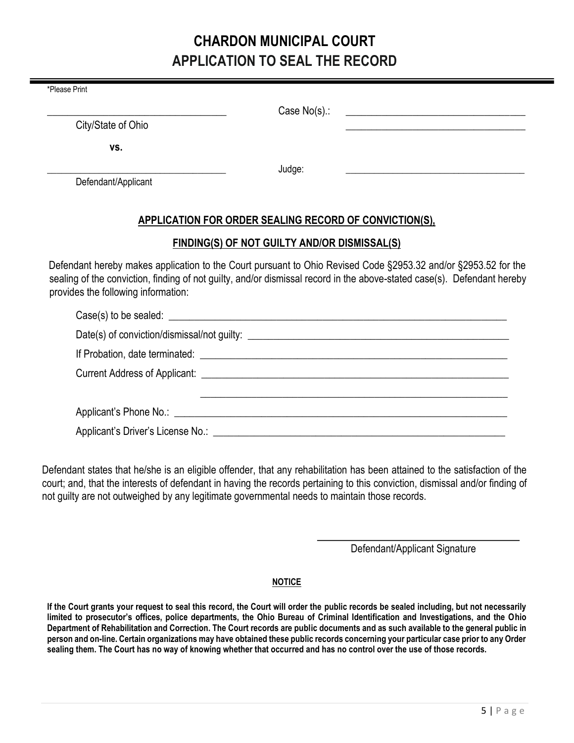# CHARDON MUNICIPAL COURT
# APPLICATION TO SEAL THE RECORD

*Please Print

\_\_\_\_\_\_\_\_\_\_\_\_\_\_\_\_\_\_\_\_\_\_\_\_\_\_\_\_\_\_\_\_\_\_ Case No(s).: \_\_\_\_\_\_\_\_\_\_\_\_\_\_\_\_\_\_\_\_\_\_\_\_\_\_\_\_\_\_\_\_\_\_

City/State of Ohio \_\_\_\_\_\_\_\_\_\_\_\_\_\_\_\_\_\_\_\_\_\_\_\_\_\_\_\_\_\_\_\_\_\_

**vs.**

\_\_\_\_\_\_\_\_\_\_\_\_\_\_\_\_\_\_\_\_\_\_\_\_\_\_\_\_\_\_\_\_\_\_ Judge: \_\_\_\_\_\_\_\_\_\_\_\_\_\_\_\_\_\_\_\_\_\_\_\_\_\_\_\_\_\_\_\_\_\_

Defendant/Applicant

## APPLICATION FOR ORDER SEALING RECORD OF CONVICTION(S), FINDING(S) OF NOT GUILTY AND/OR DISMISSAL(S)

Defendant hereby makes application to the Court pursuant to Ohio Revised Code §2953.32 and/or §2953.52 for the sealing of the conviction, finding of not guilty, and/or dismissal record in the above-stated case(s). Defendant hereby provides the following information:

Case(s) to be sealed: \_\_\_\_\_\_\_\_\_\_\_\_\_\_\_\_\_\_\_\_\_\_\_\_\_\_\_\_\_\_\_\_\_\_\_\_\_\_\_\_\_\_\_\_\_\_\_\_\_\_\_\_\_\_\_\_

Date(s) of conviction/dismissal/not guilty: \_\_\_\_\_\_\_\_\_\_\_\_\_\_\_\_\_\_\_\_\_\_\_\_\_\_\_\_\_\_\_\_\_\_\_\_\_\_\_\_\_\_\_\_

If Probation, date terminated: \_\_\_\_\_\_\_\_\_\_\_\_\_\_\_\_\_\_\_\_\_\_\_\_\_\_\_\_\_\_\_\_\_\_\_\_\_\_\_\_\_\_\_\_\_\_\_\_\_\_\_\_

Current Address of Applicant: \_\_\_\_\_\_\_\_\_\_\_\_\_\_\_\_\_\_\_\_\_\_\_\_\_\_\_\_\_\_\_\_\_\_\_\_\_\_\_\_\_\_\_\_\_\_\_\_\_\_\_\_

\_\_\_\_\_\_\_\_\_\_\_\_\_\_\_\_\_\_\_\_\_\_\_\_\_\_\_\_\_\_\_\_\_\_\_\_\_\_\_\_\_\_\_\_\_\_\_\_\_\_\_\_

Applicant's Phone No.: \_\_\_\_\_\_\_\_\_\_\_\_\_\_\_\_\_\_\_\_\_\_\_\_\_\_\_\_\_\_\_\_\_\_\_\_\_\_\_\_\_\_\_\_\_\_\_\_\_\_\_\_\_\_\_\_

Applicant's Driver's License No.: \_\_\_\_\_\_\_\_\_\_\_\_\_\_\_\_\_\_\_\_\_\_\_\_\_\_\_\_\_\_\_\_\_\_\_\_\_\_\_\_\_\_\_\_\_\_\_\_\_\_

Defendant states that he/she is an eligible offender, that any rehabilitation has been attained to the satisfaction of the court; and, that the interests of defendant in having the records pertaining to this conviction, dismissal and/or finding of not guilty are not outweighed by any legitimate governmental needs to maintain those records.

\_\_\_\_\_\_\_\_\_\_\_\_\_\_\_\_\_\_\_\_\_\_\_\_\_\_\_\_\_\_\_\_\_\_\_\_\_\_\_\_

Defendant/Applicant Signature

**NOTICE**

**If the Court grants your request to seal this record, the Court will order the public records be sealed including, but not necessarily limited to prosecutor's offices, police departments, the Ohio Bureau of Criminal Identification and Investigations, and the Ohio Department of Rehabilitation and Correction. The Court records are public documents and as such available to the general public in person and on-line. Certain organizations may have obtained these public records concerning your particular case prior to any Order sealing them. The Court has no way of knowing whether that occurred and has no control over the use of those records.**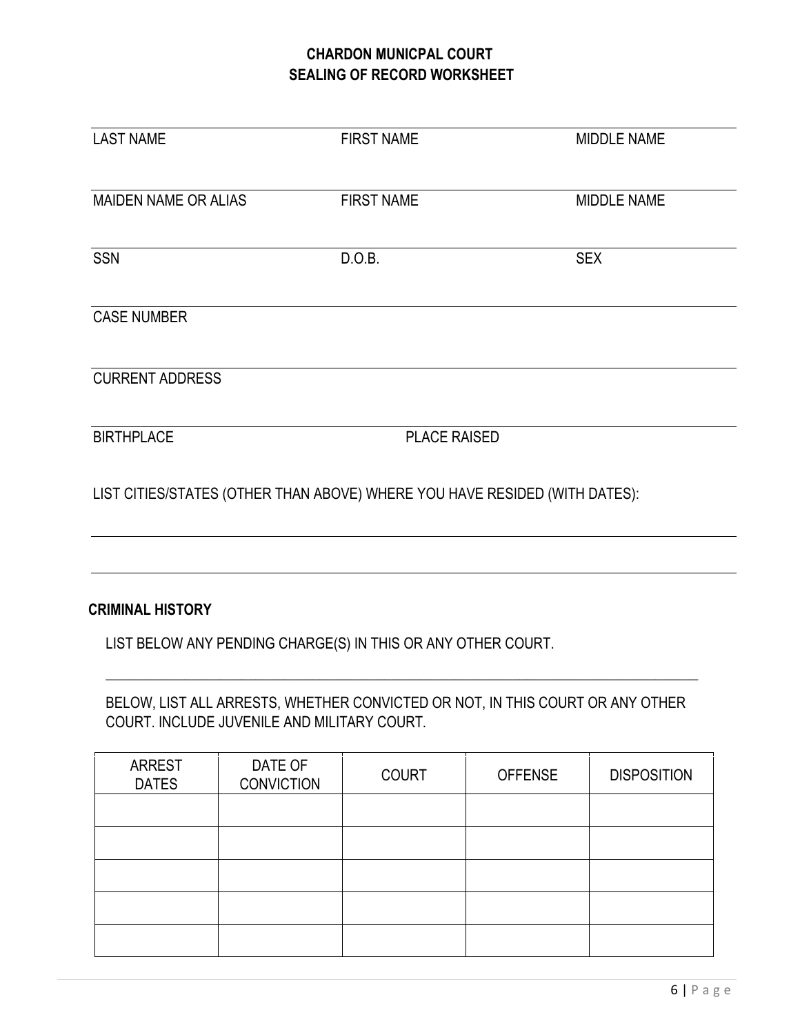# CHARDON MUNICPAL COURT
## SEALING OF RECORD WORKSHEET

LAST NAME | FIRST NAME | MIDDLE NAME

MAIDEN NAME OR ALIAS | FIRST NAME | MIDDLE NAME

SSN | D.O.B. | SEX

CASE NUMBER

CURRENT ADDRESS

BIRTHPLACE | PLACE RAISED

LIST CITIES/STATES (OTHER THAN ABOVE) WHERE YOU HAVE RESIDED (WITH DATES):

\_\_\_\_\_\_\_\_\_\_\_\_\_\_\_\_\_\_\_\_\_\_\_\_\_\_\_\_\_\_\_\_\_\_\_\_\_\_\_\_\_\_\_\_\_\_\_\_\_\_\_\_\_\_\_\_\_\_\_\_\_\_\_\_\_\_\_\_\_\_\_\_

\_\_\_\_\_\_\_\_\_\_\_\_\_\_\_\_\_\_\_\_\_\_\_\_\_\_\_\_\_\_\_\_\_\_\_\_\_\_\_\_\_\_\_\_\_\_\_\_\_\_\_\_\_\_\_\_\_\_\_\_\_\_\_\_\_\_\_\_\_\_\_\_

**CRIMINAL HISTORY**

LIST BELOW ANY PENDING CHARGE(S) IN THIS OR ANY OTHER COURT.

\_\_\_\_\_\_\_\_\_\_\_\_\_\_\_\_\_\_\_\_\_\_\_\_\_\_\_\_\_\_\_\_\_\_\_\_\_\_\_\_\_\_\_\_\_\_\_\_\_\_\_\_\_\_\_\_\_\_\_\_\_\_\_\_\_\_\_\_\_\_\_\_

BELOW, LIST ALL ARRESTS, WHETHER CONVICTED OR NOT, IN THIS COURT OR ANY OTHER COURT. INCLUDE JUVENILE AND MILITARY COURT.

| ARREST DATES | DATE OF CONVICTION | COURT | OFFENSE | DISPOSITION |
|---|---|---|---|---|
| | | | | |
| | | | | |
| | | | | |
| | | | | |
| | | | | |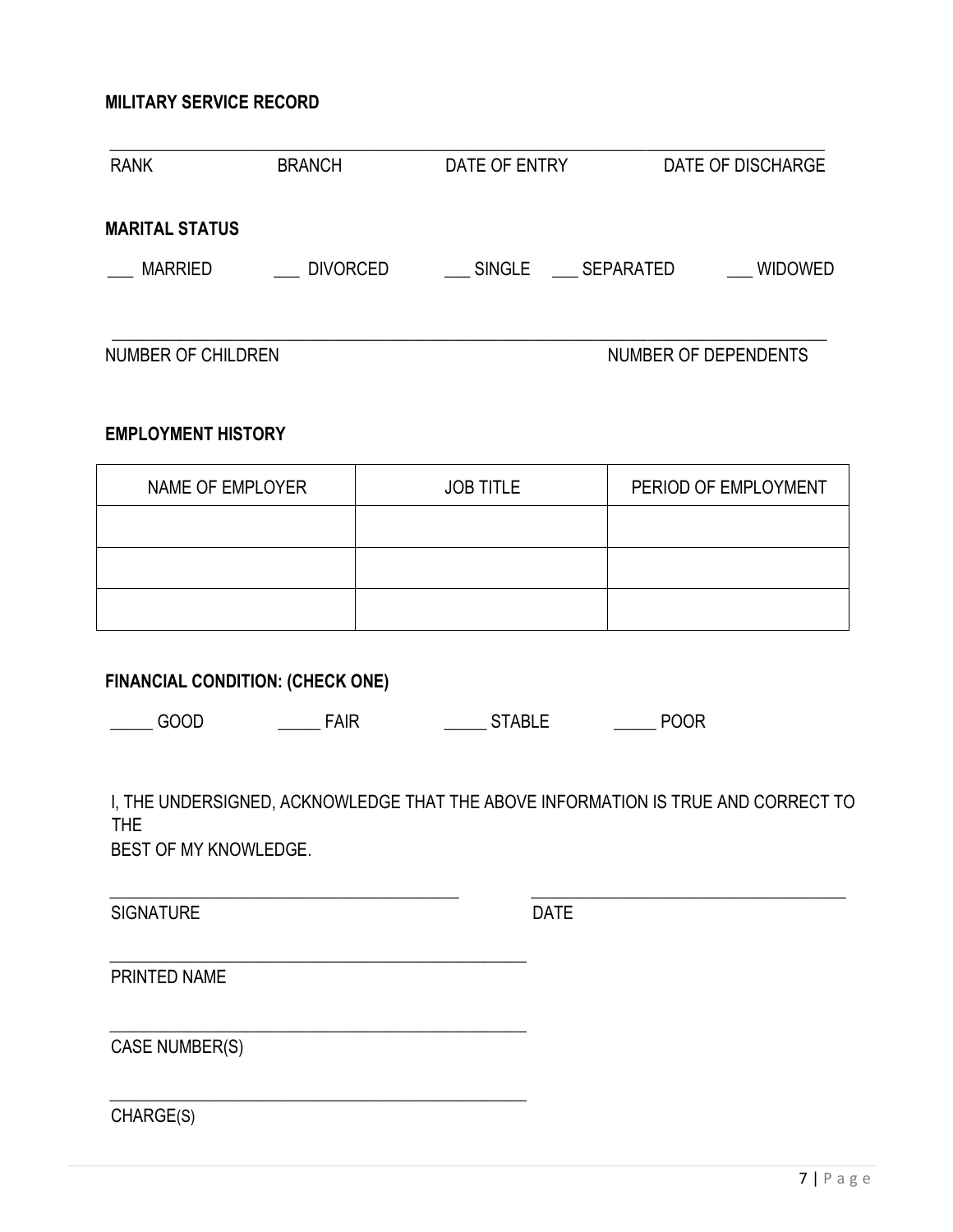**MILITARY SERVICE RECORD**

\_\_\_\_\_\_\_\_\_\_\_\_\_\_\_\_\_\_\_\_\_\_\_\_\_\_\_\_\_\_\_\_\_\_\_\_\_\_\_\_\_\_\_\_\_\_\_\_\_\_\_\_\_\_\_\_\_\_\_\_\_\_\_\_\_\_\_\_\_\_\_\_\_\_\_\_

RANK BRANCH DATE OF ENTRY DATE OF DISCHARGE

**MARITAL STATUS**

\_\_\_ MARRIED \_\_\_ DIVORCED \_\_\_ SINGLE \_\_\_ SEPARATED \_\_\_ WIDOWED

\_\_\_\_\_\_\_\_\_\_\_\_\_\_\_\_\_\_\_\_\_\_\_\_\_\_\_\_\_\_\_\_\_\_\_\_\_\_\_\_\_\_\_\_\_\_\_\_\_\_\_\_\_\_\_\_\_\_\_\_\_\_\_\_\_\_\_\_\_\_\_\_\_\_\_\_

NUMBER OF CHILDREN NUMBER OF DEPENDENTS

**EMPLOYMENT HISTORY**

| NAME OF EMPLOYER | JOB TITLE | PERIOD OF EMPLOYMENT |
|---|---|---|
| | | |
| | | |
| | | |

**FINANCIAL CONDITION: (CHECK ONE)**

\_\_\_\_\_ GOOD \_\_\_\_\_ FAIR \_\_\_\_\_ STABLE \_\_\_\_\_ POOR

I, THE UNDERSIGNED, ACKNOWLEDGE THAT THE ABOVE INFORMATION IS TRUE AND CORRECT TO THE
BEST OF MY KNOWLEDGE.

\_\_\_\_\_\_\_\_\_\_\_\_\_\_\_\_\_\_\_\_\_\_\_\_\_\_\_\_\_\_\_\_\_\_\_\_\_\_\_\_ \_\_\_\_\_\_\_\_\_\_\_\_\_\_\_\_\_\_\_\_\_\_\_\_\_\_\_\_\_\_\_\_\_\_\_\_

SIGNATURE DATE

\_\_\_\_\_\_\_\_\_\_\_\_\_\_\_\_\_\_\_\_\_\_\_\_\_\_\_\_\_\_\_\_\_\_\_\_\_\_\_\_\_\_\_\_\_\_

PRINTED NAME

\_\_\_\_\_\_\_\_\_\_\_\_\_\_\_\_\_\_\_\_\_\_\_\_\_\_\_\_\_\_\_\_\_\_\_\_\_\_\_\_\_\_\_\_\_\_

CASE NUMBER(S)

\_\_\_\_\_\_\_\_\_\_\_\_\_\_\_\_\_\_\_\_\_\_\_\_\_\_\_\_\_\_\_\_\_\_\_\_\_\_\_\_\_\_\_\_\_\_

CHARGE(S)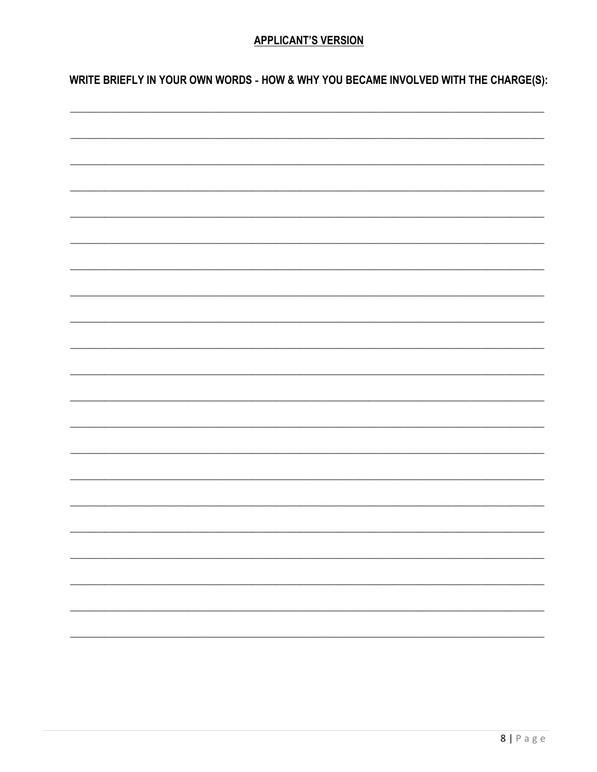## APPLICANT'S VERSION

**WRITE BRIEFLY IN YOUR OWN WORDS - HOW & WHY YOU BECAME INVOLVED WITH THE CHARGE(S):**

_______________________________________________________________________________________

_______________________________________________________________________________________

_______________________________________________________________________________________

_______________________________________________________________________________________

_______________________________________________________________________________________

_______________________________________________________________________________________

_______________________________________________________________________________________

_______________________________________________________________________________________

_______________________________________________________________________________________

_______________________________________________________________________________________

_______________________________________________________________________________________

_______________________________________________________________________________________

_______________________________________________________________________________________

_______________________________________________________________________________________

_______________________________________________________________________________________

_______________________________________________________________________________________

_______________________________________________________________________________________

_______________________________________________________________________________________

_______________________________________________________________________________________

_______________________________________________________________________________________

_______________________________________________________________________________________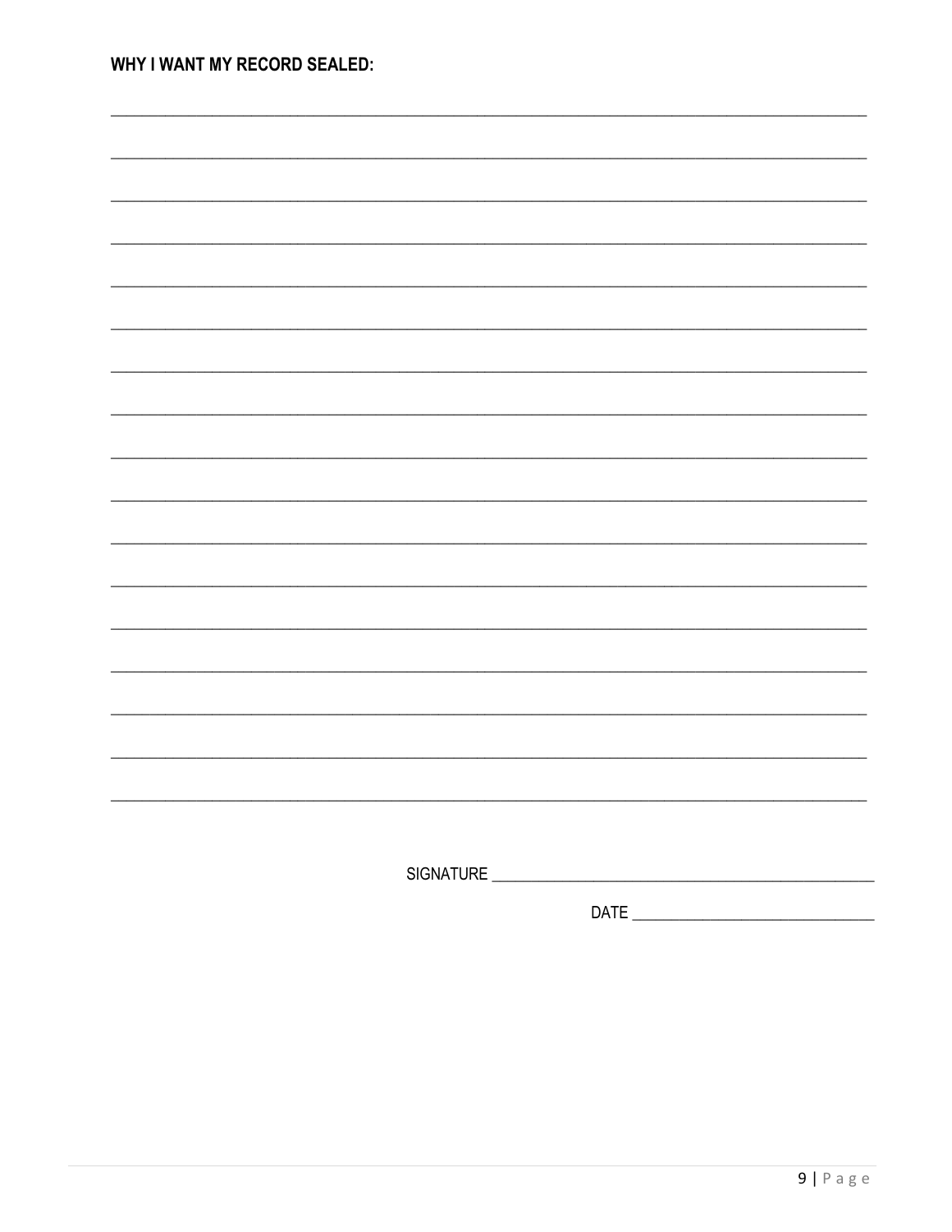**WHY I WANT MY RECORD SEALED:**

_______________________________________________________________________________

_______________________________________________________________________________

_______________________________________________________________________________

_______________________________________________________________________________

_______________________________________________________________________________

_______________________________________________________________________________

_______________________________________________________________________________

_______________________________________________________________________________

_______________________________________________________________________________

_______________________________________________________________________________

_______________________________________________________________________________

_______________________________________________________________________________

_______________________________________________________________________________

_______________________________________________________________________________

_______________________________________________________________________________

_______________________________________________________________________________

_______________________________________________________________________________

SIGNATURE ________________________________________________

DATE ______________________________